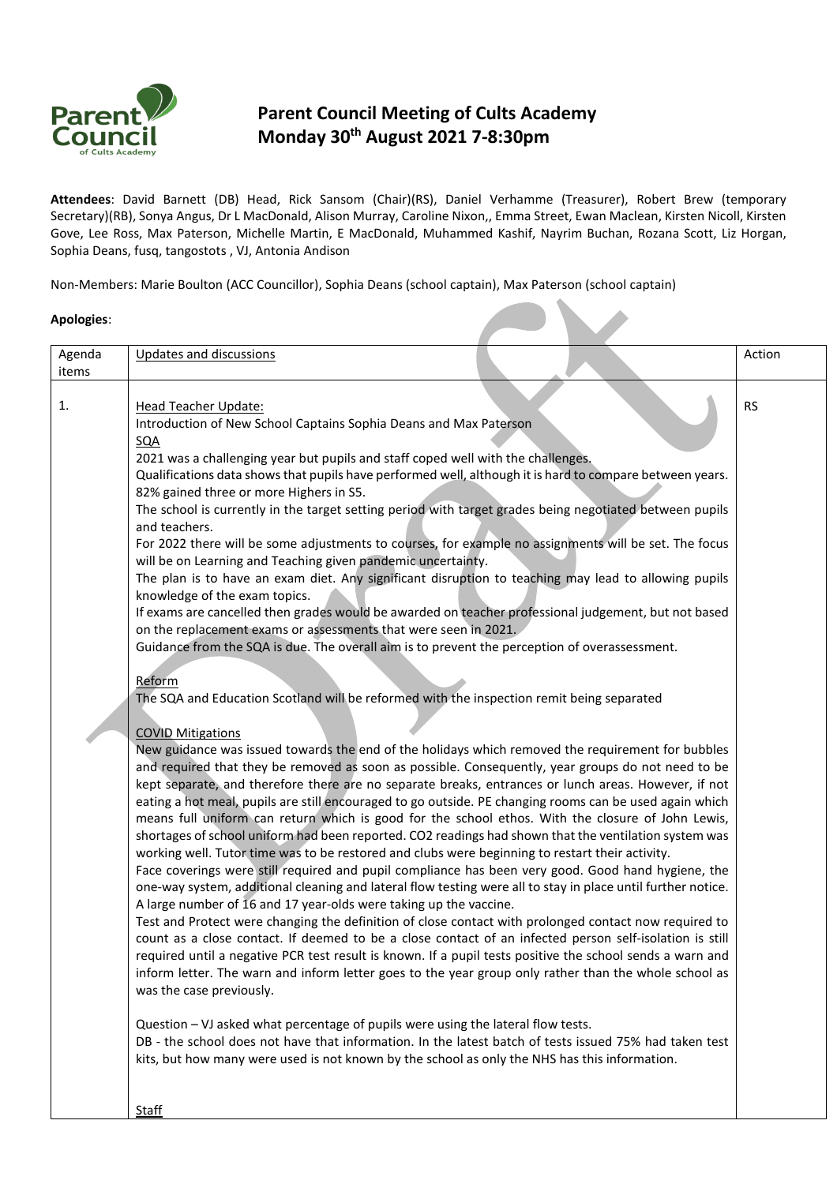# Parent Council Meeting of Cults Academy
## Monday 30th August 2021 7-8:30pm

**Attendees**: David Barnett (DB) Head, Rick Sansom (Chair)(RS), Daniel Verhamme (Treasurer), Robert Brew (temporary Secretary)(RB), Sonya Angus, Dr L MacDonald, Alison Murray, Caroline Nixon,, Emma Street, Ewan Maclean, Kirsten Nicoll, Kirsten Gove, Lee Ross, Max Paterson, Michelle Martin, E MacDonald, Muhammed Kashif, Nayrim Buchan, Rozana Scott, Liz Horgan, Sophia Deans, fusq, tangostots , VJ, Antonia Andison

Non-Members: Marie Boulton (ACC Councillor), Sophia Deans (school captain), Max Paterson (school captain)

**Apologies**:

| Agenda items | Updates and discussions | Action |
|---|---|---|
| 1. | Head Teacher Update:<br>Introduction of New School Captains Sophia Deans and Max Paterson<br>SQA<br>2021 was a challenging year but pupils and staff coped well with the challenges.<br>Qualifications data shows that pupils have performed well, although it is hard to compare between years. 82% gained three or more Highers in S5.<br>The school is currently in the target setting period with target grades being negotiated between pupils and teachers.<br>For 2022 there will be some adjustments to courses, for example no assignments will be set. The focus will be on Learning and Teaching given pandemic uncertainty.<br>The plan is to have an exam diet. Any significant disruption to teaching may lead to allowing pupils knowledge of the exam topics.<br>If exams are cancelled then grades would be awarded on teacher professional judgement, but not based on the replacement exams or assessments that were seen in 2021.<br>Guidance from the SQA is due. The overall aim is to prevent the perception of overassessment.<br><br>Reform<br>The SQA and Education Scotland will be reformed with the inspection remit being separated<br><br>COVID Mitigations<br>New guidance was issued towards the end of the holidays which removed the requirement for bubbles and required that they be removed as soon as possible. Consequently, year groups do not need to be kept separate, and therefore there are no separate breaks, entrances or lunch areas. However, if not eating a hot meal, pupils are still encouraged to go outside. PE changing rooms can be used again which means full uniform can return which is good for the school ethos. With the closure of John Lewis, shortages of school uniform had been reported. CO2 readings had shown that the ventilation system was working well. Tutor time was to be restored and clubs were beginning to restart their activity.<br>Face coverings were still required and pupil compliance has been very good. Good hand hygiene, the one-way system, additional cleaning and lateral flow testing were all to stay in place until further notice. A large number of 16 and 17 year-olds were taking up the vaccine.<br>Test and Protect were changing the definition of close contact with prolonged contact now required to count as a close contact. If deemed to be a close contact of an infected person self-isolation is still required until a negative PCR test result is known. If a pupil tests positive the school sends a warn and inform letter. The warn and inform letter goes to the year group only rather than the whole school as was the case previously.<br><br>Question – VJ asked what percentage of pupils were using the lateral flow tests.<br>DB - the school does not have that information. In the latest batch of tests issued 75% had taken test kits, but how many were used is not known by the school as only the NHS has this information.<br><br>Staff | RS |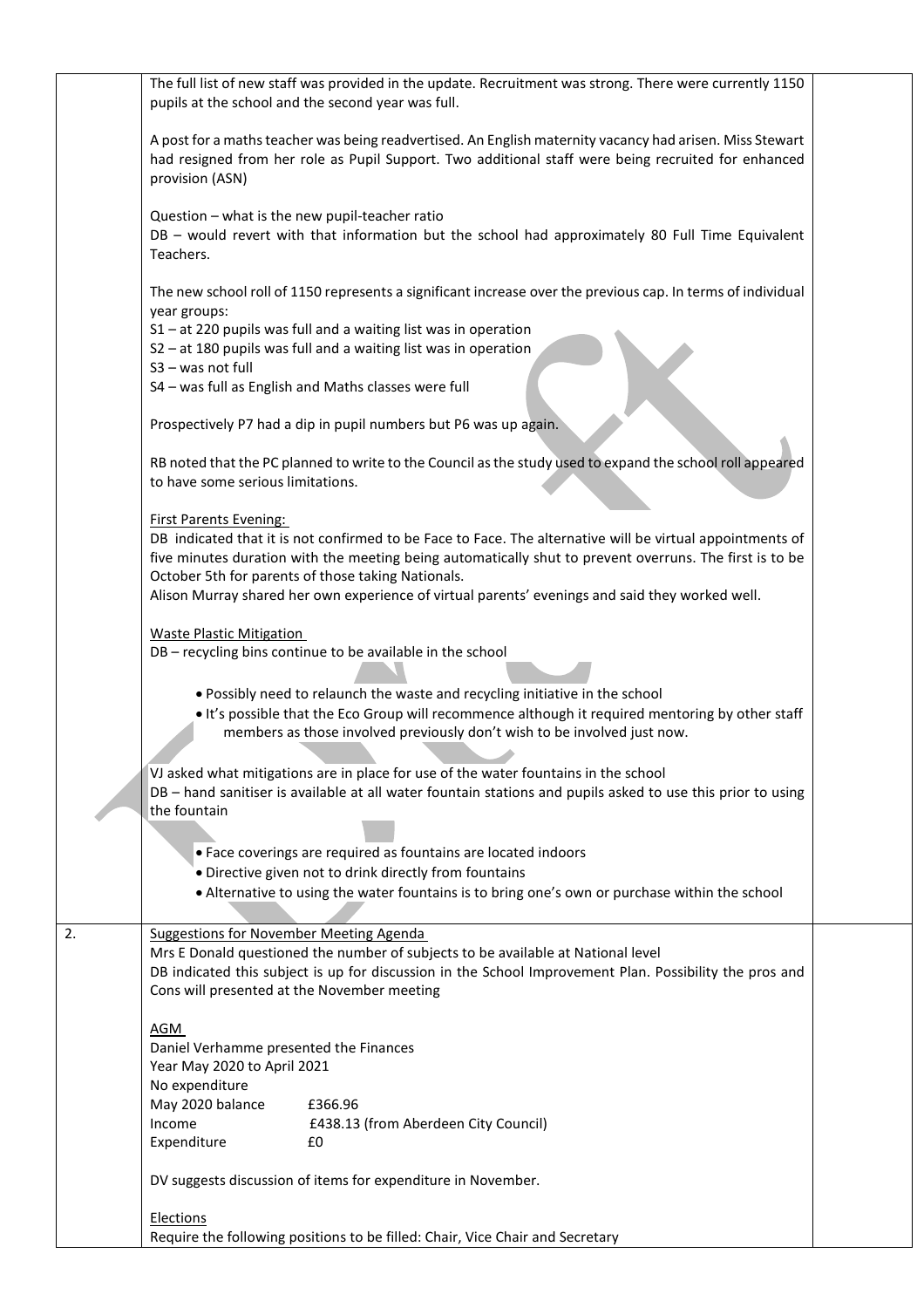| | | |
|---|---|---|
| | The full list of new staff was provided in the update. Recruitment was strong. There were currently 1150 pupils at the school and the second year was full.<br><br>A post for a maths teacher was being readvertised. An English maternity vacancy had arisen. Miss Stewart had resigned from her role as Pupil Support. Two additional staff were being recruited for enhanced provision (ASN)<br><br>Question – what is the new pupil-teacher ratio<br>DB – would revert with that information but the school had approximately 80 Full Time Equivalent Teachers.<br><br>The new school roll of 1150 represents a significant increase over the previous cap. In terms of individual year groups:<br>S1 – at 220 pupils was full and a waiting list was in operation<br>S2 – at 180 pupils was full and a waiting list was in operation<br>S3 – was not full<br>S4 – was full as English and Maths classes were full<br><br>Prospectively P7 had a dip in pupil numbers but P6 was up again.<br><br>RB noted that the PC planned to write to the Council as the study used to expand the school roll appeared to have some serious limitations.<br><br>First Parents Evening:<br>DB indicated that it is not confirmed to be Face to Face. The alternative will be virtual appointments of five minutes duration with the meeting being automatically shut to prevent overruns. The first is to be October 5th for parents of those taking Nationals.<br>Alison Murray shared her own experience of virtual parents' evenings and said they worked well.<br><br>Waste Plastic Mitigation<br>DB – recycling bins continue to be available in the school<br><br>• Possibly need to relaunch the waste and recycling initiative in the school<br>• It's possible that the Eco Group will recommence although it required mentoring by other staff members as those involved previously don't wish to be involved just now.<br><br>VJ asked what mitigations are in place for use of the water fountains in the school<br>DB – hand sanitiser is available at all water fountain stations and pupils asked to use this prior to using the fountain<br><br>• Face coverings are required as fountains are located indoors<br>• Directive given not to drink directly from fountains<br>• Alternative to using the water fountains is to bring one's own or purchase within the school | |
| 2. | Suggestions for November Meeting Agenda<br>Mrs E Donald questioned the number of subjects to be available at National level<br>DB indicated this subject is up for discussion in the School Improvement Plan. Possibility the pros and Cons will presented at the November meeting<br><br>AGM<br>Daniel Verhamme presented the Finances<br>Year May 2020 to April 2021<br>No expenditure<br>May 2020 balance £366.96<br>Income £438.13 (from Aberdeen City Council)<br>Expenditure £0<br><br>DV suggests discussion of items for expenditure in November.<br><br>Elections<br>Require the following positions to be filled: Chair, Vice Chair and Secretary | |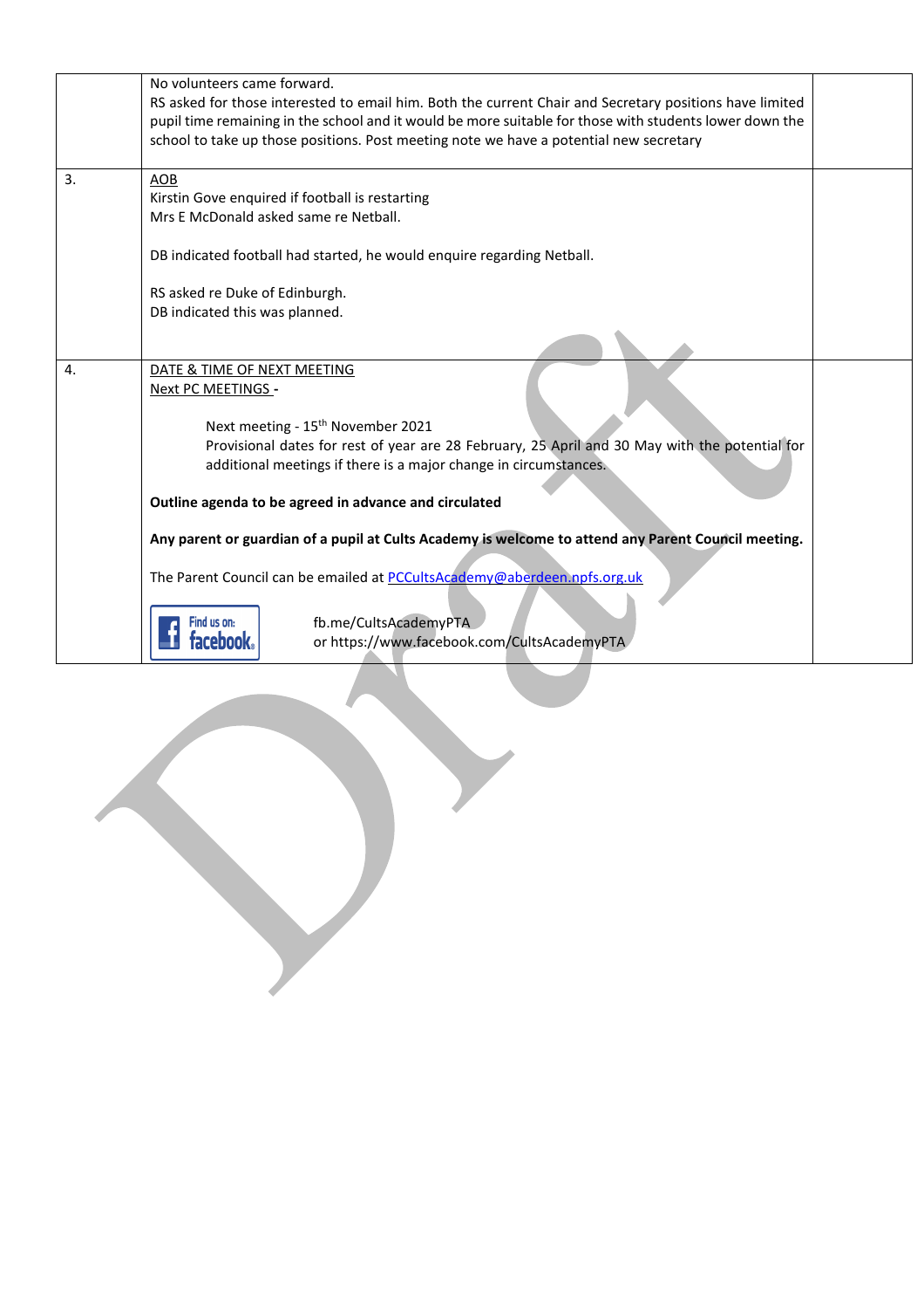| | | |
|---|---|---|
| | No volunteers came forward.<br>RS asked for those interested to email him. Both the current Chair and Secretary positions have limited pupil time remaining in the school and it would be more suitable for those with students lower down the school to take up those positions. Post meeting note we have a potential new secretary | |
| 3. | <u>AOB</u><br>Kirstin Gove enquired if football is restarting<br>Mrs E McDonald asked same re Netball.<br><br>DB indicated football had started, he would enquire regarding Netball.<br><br>RS asked re Duke of Edinburgh.<br>DB indicated this was planned. | |
| 4. | <u>DATE & TIME OF NEXT MEETING</u><br><u>Next PC MEETINGS</u> -<br><br>Next meeting - 15th November 2021<br>Provisional dates for rest of year are 28 February, 25 April and 30 May with the potential for additional meetings if there is a major change in circumstances.<br><br>**Outline agenda to be agreed in advance and circulated**<br><br>**Any parent or guardian of a pupil at Cults Academy is welcome to attend any Parent Council meeting.**<br><br>The Parent Council can be emailed at PCCultsAcademy@aberdeen.npfs.org.uk<br><br>Find us on: facebook. fb.me/CultsAcademyPTA<br>or https://www.facebook.com/CultsAcademyPTA | |

Draft